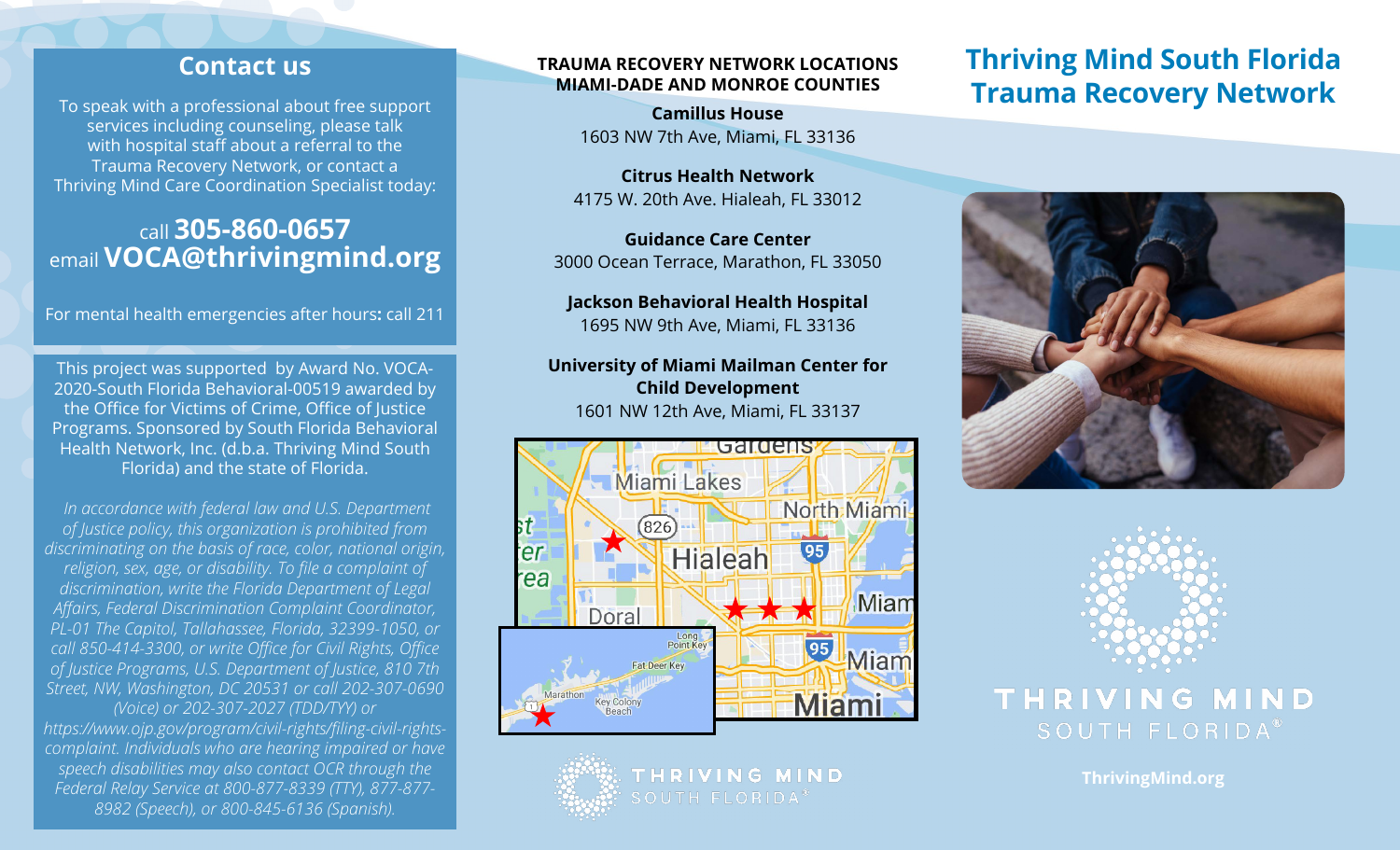## Contact us

To speak with a professional about free support services including counseling, please talk with hospital staff about a referral to the Trauma Recovery Network, or contact a Thriving Mind Care Coordination Specialist today:

call **305-860-0657**
email **VOCA@thrivingmind.org**

For mental health emergencies after hours**:** call 211

This project was supported by Award No. VOCA-2020-South Florida Behavioral-00519 awarded by the Office for Victims of Crime, Office of Justice Programs. Sponsored by South Florida Behavioral Health Network, Inc. (d.b.a. Thriving Mind South Florida) and the state of Florida.

*In accordance with federal law and U.S. Department of Justice policy, this organization is prohibited from discriminating on the basis of race, color, national origin, religion, sex, age, or disability. To file a complaint of discrimination, write the Florida Department of Legal Affairs, Federal Discrimination Complaint Coordinator, PL-01 The Capitol, Tallahassee, Florida, 32399-1050, or call 850-414-3300, or write Office for Civil Rights, Office of Justice Programs, U.S. Department of Justice, 810 7th Street, NW, Washington, DC 20531 or call 202-307-0690 (Voice) or 202-307-2027 (TDD/TYY) or https://www.ojp.gov/program/civil-rights/filing-civil-rights-complaint. Individuals who are hearing impaired or have speech disabilities may also contact OCR through the Federal Relay Service at 800-877-8339 (TTY), 877-877-8982 (Speech), or 800-845-6136 (Spanish).*

## TRAUMA RECOVERY NETWORK LOCATIONS MIAMI-DADE AND MONROE COUNTIES

**Camillus House**
1603 NW 7th Ave, Miami, FL 33136

**Citrus Health Network**
4175 W. 20th Ave. Hialeah, FL 33012

**Guidance Care Center**
3000 Ocean Terrace, Marathon, FL 33050

**Jackson Behavioral Health Hospital**
1695 NW 9th Ave, Miami, FL 33136

**University of Miami Mailman Center for Child Development**
1601 NW 12th Ave, Miami, FL 33137

THRIVING MIND SOUTH FLORIDA®

# Thriving Mind South Florida Trauma Recovery Network

THRIVING MIND SOUTH FLORIDA®

ThrivingMind.org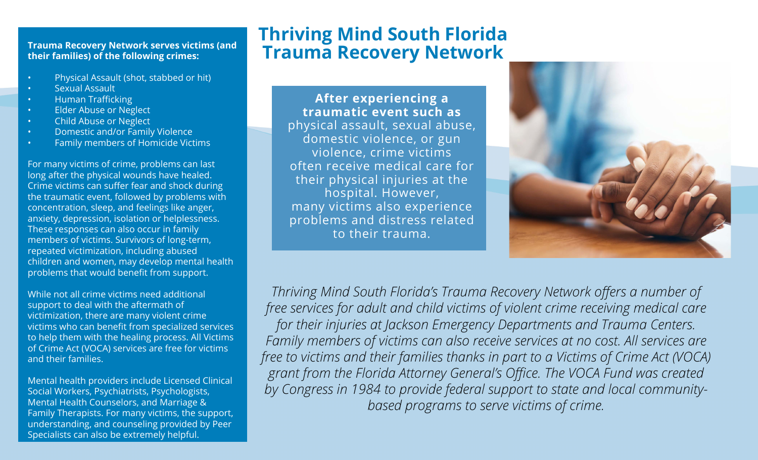# Thriving Mind South Florida Trauma Recovery Network

**Trauma Recovery Network serves victims (and their families) of the following crimes:**

- Physical Assault (shot, stabbed or hit)
- Sexual Assault
- Human Trafficking
- Elder Abuse or Neglect
- Child Abuse or Neglect
- Domestic and/or Family Violence
- Family members of Homicide Victims

For many victims of crime, problems can last long after the physical wounds have healed. Crime victims can suffer fear and shock during the traumatic event, followed by problems with concentration, sleep, and feelings like anger, anxiety, depression, isolation or helplessness. These responses can also occur in family members of victims. Survivors of long-term, repeated victimization, including abused children and women, may develop mental health problems that would benefit from support.

While not all crime victims need additional support to deal with the aftermath of victimization, there are many violent crime victims who can benefit from specialized services to help them with the healing process. All Victims of Crime Act (VOCA) services are free for victims and their families.

Mental health providers include Licensed Clinical Social Workers, Psychiatrists, Psychologists, Mental Health Counselors, and Marriage & Family Therapists. For many victims, the support, understanding, and counseling provided by Peer Specialists can also be extremely helpful.

**After experiencing a traumatic event such as** physical assault, sexual abuse, domestic violence, or gun violence, crime victims often receive medical care for their physical injuries at the hospital. However, many victims also experience problems and distress related to their trauma.

*Thriving Mind South Florida's Trauma Recovery Network offers a number of free services for adult and child victims of violent crime receiving medical care for their injuries at Jackson Emergency Departments and Trauma Centers. Family members of victims can also receive services at no cost. All services are free to victims and their families thanks in part to a Victims of Crime Act (VOCA) grant from the Florida Attorney General's Office. The VOCA Fund was created by Congress in 1984 to provide federal support to state and local community-based programs to serve victims of crime.*